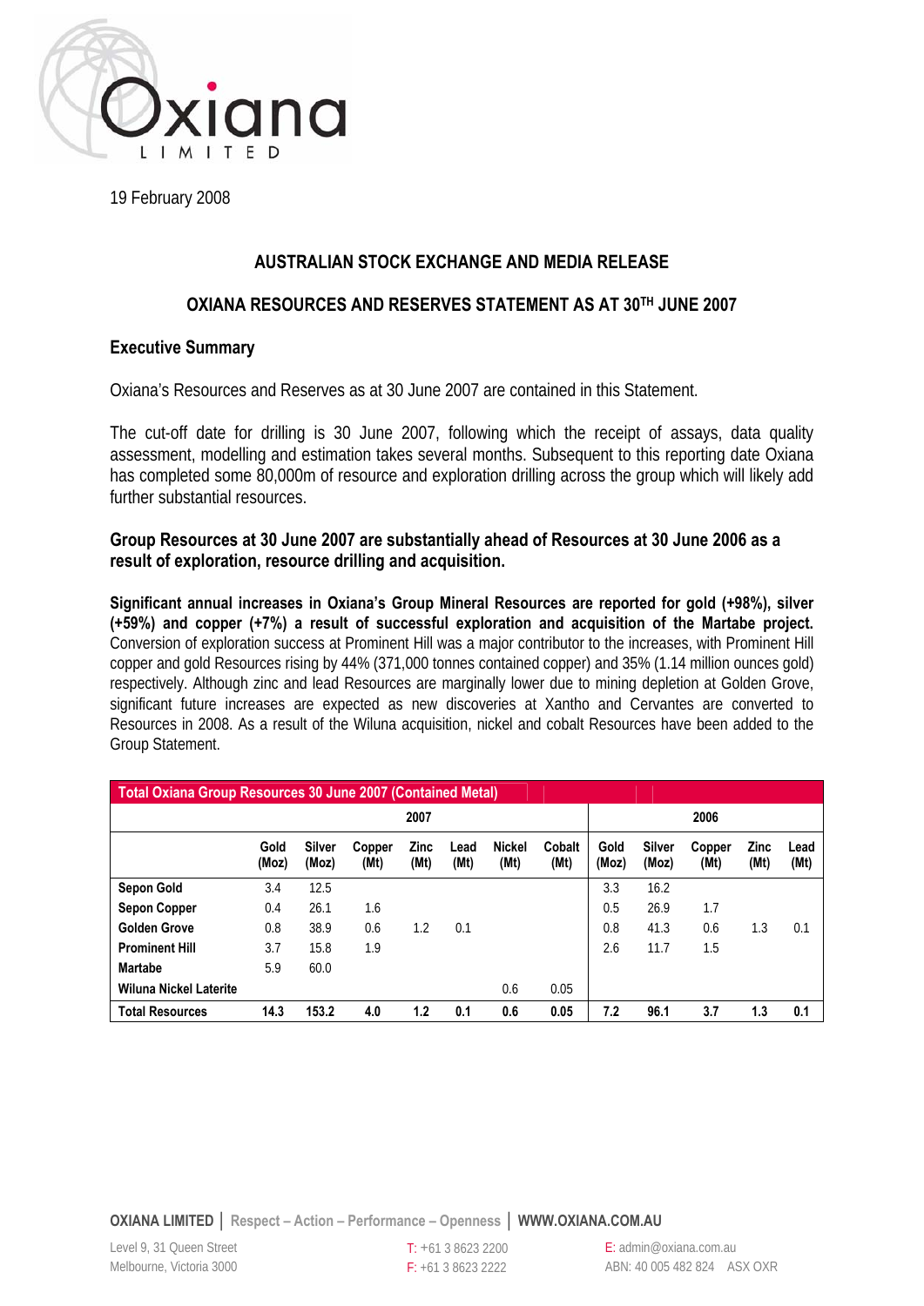19 February 2008

## AUSTRALIAN STOCK EXCHANGE AND MEDIA RELEASE

## OXIANA RESOURCES AND RESERVES STATEMENT AS AT 30TH JUNE 2007

### Executive Summary

Oxiana's Resources and Reserves as at 30 June 2007 are contained in this Statement.

The cut-off date for drilling is 30 June 2007, following which the receipt of assays, data quality assessment, modelling and estimation takes several months. Subsequent to this reporting date Oxiana has completed some 80,000m of resource and exploration drilling across the group which will likely add further substantial resources.

### Group Resources at 30 June 2007 are substantially ahead of Resources at 30 June 2006 as a result of exploration, resource drilling and acquisition.

**Significant annual increases in Oxiana's Group Mineral Resources are reported for gold (+98%), silver (+59%) and copper (+7%) a result of successful exploration and acquisition of the Martabe project.** Conversion of exploration success at Prominent Hill was a major contributor to the increases, with Prominent Hill copper and gold Resources rising by 44% (371,000 tonnes contained copper) and 35% (1.14 million ounces gold) respectively. Although zinc and lead Resources are marginally lower due to mining depletion at Golden Grove, significant future increases are expected as new discoveries at Xantho and Cervantes are converted to Resources in 2008. As a result of the Wiluna acquisition, nickel and cobalt Resources have been added to the Group Statement.

| Total Oxiana Group Resources 30 June 2007 (Contained Metal) | | | | | | | | | | | | |
|---|---|---|---|---|---|---|---|---|---|---|---|---|
| | 2007 | | | | | | | 2006 | | | | |
| | Gold (Moz) | Silver (Moz) | Copper (Mt) | Zinc (Mt) | Lead (Mt) | Nickel (Mt) | Cobalt (Mt) | Gold (Moz) | Silver (Moz) | Copper (Mt) | Zinc (Mt) | Lead (Mt) |
| **Sepon Gold** | 3.4 | 12.5 | | | | | | 3.3 | 16.2 | | | |
| **Sepon Copper** | 0.4 | 26.1 | 1.6 | | | | | 0.5 | 26.9 | 1.7 | | |
| **Golden Grove** | 0.8 | 38.9 | 0.6 | 1.2 | 0.1 | | | 0.8 | 41.3 | 0.6 | 1.3 | 0.1 |
| **Prominent Hill** | 3.7 | 15.8 | 1.9 | | | | | 2.6 | 11.7 | 1.5 | | |
| **Martabe** | 5.9 | 60.0 | | | | | | | | | | |
| **Wiluna Nickel Laterite** | | | | | | 0.6 | 0.05 | | | | | |
| **Total Resources** | **14.3** | **153.2** | **4.0** | **1.2** | **0.1** | **0.6** | **0.05** | **7.2** | **96.1** | **3.7** | **1.3** | **0.1** |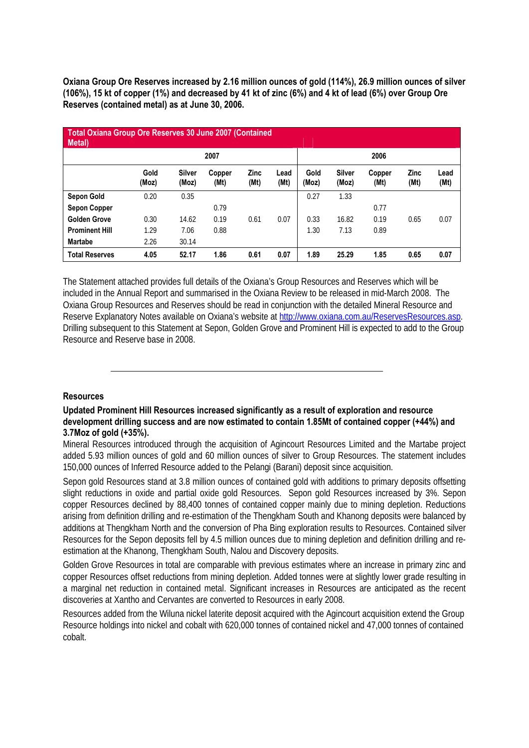**Oxiana Group Ore Reserves increased by 2.16 million ounces of gold (114%), 26.9 million ounces of silver (106%), 15 kt of copper (1%) and decreased by 41 kt of zinc (6%) and 4 kt of lead (6%) over Group Ore Reserves (contained metal) as at June 30, 2006.**

| Total Oxiana Group Ore Reserves 30 June 2007 (Contained Metal) | | | | | | | | | | |
|---|---|---|---|---|---|---|---|---|---|---|
| | 2007 | | | | | 2006 | | | | |
| | Gold (Moz) | Silver (Moz) | Copper (Mt) | Zinc (Mt) | Lead (Mt) | Gold (Moz) | Silver (Moz) | Copper (Mt) | Zinc (Mt) | Lead (Mt) |
| **Sepon Gold** | 0.20 | 0.35 | | | | 0.27 | 1.33 | | | |
| **Sepon Copper** | | | 0.79 | | | | | 0.77 | | |
| **Golden Grove** | 0.30 | 14.62 | 0.19 | 0.61 | 0.07 | 0.33 | 16.82 | 0.19 | 0.65 | 0.07 |
| **Prominent Hill** | 1.29 | 7.06 | 0.88 | | | 1.30 | 7.13 | 0.89 | | |
| **Martabe** | 2.26 | 30.14 | | | | | | | | |
| **Total Reserves** | **4.05** | **52.17** | **1.86** | **0.61** | **0.07** | **1.89** | **25.29** | **1.85** | **0.65** | **0.07** |

The Statement attached provides full details of the Oxiana's Group Resources and Reserves which will be included in the Annual Report and summarised in the Oxiana Review to be released in mid-March 2008. The Oxiana Group Resources and Reserves should be read in conjunction with the detailed Mineral Resource and Reserve Explanatory Notes available on Oxiana's website at http://www.oxiana.com.au/ReservesResources.asp. Drilling subsequent to this Statement at Sepon, Golden Grove and Prominent Hill is expected to add to the Group Resource and Reserve base in 2008.

---

**Resources**

**Updated Prominent Hill Resources increased significantly as a result of exploration and resource development drilling success and are now estimated to contain 1.85Mt of contained copper (+44%) and 3.7Moz of gold (+35%).**

Mineral Resources introduced through the acquisition of Agincourt Resources Limited and the Martabe project added 5.93 million ounces of gold and 60 million ounces of silver to Group Resources. The statement includes 150,000 ounces of Inferred Resource added to the Pelangi (Barani) deposit since acquisition.

Sepon gold Resources stand at 3.8 million ounces of contained gold with additions to primary deposits offsetting slight reductions in oxide and partial oxide gold Resources. Sepon gold Resources increased by 3%. Sepon copper Resources declined by 88,400 tonnes of contained copper mainly due to mining depletion. Reductions arising from definition drilling and re-estimation of the Thengkham South and Khanong deposits were balanced by additions at Thengkham North and the conversion of Pha Bing exploration results to Resources. Contained silver Resources for the Sepon deposits fell by 4.5 million ounces due to mining depletion and definition drilling and re-estimation at the Khanong, Thengkham South, Nalou and Discovery deposits.

Golden Grove Resources in total are comparable with previous estimates where an increase in primary zinc and copper Resources offset reductions from mining depletion. Added tonnes were at slightly lower grade resulting in a marginal net reduction in contained metal. Significant increases in Resources are anticipated as the recent discoveries at Xantho and Cervantes are converted to Resources in early 2008.

Resources added from the Wiluna nickel laterite deposit acquired with the Agincourt acquisition extend the Group Resource holdings into nickel and cobalt with 620,000 tonnes of contained nickel and 47,000 tonnes of contained cobalt.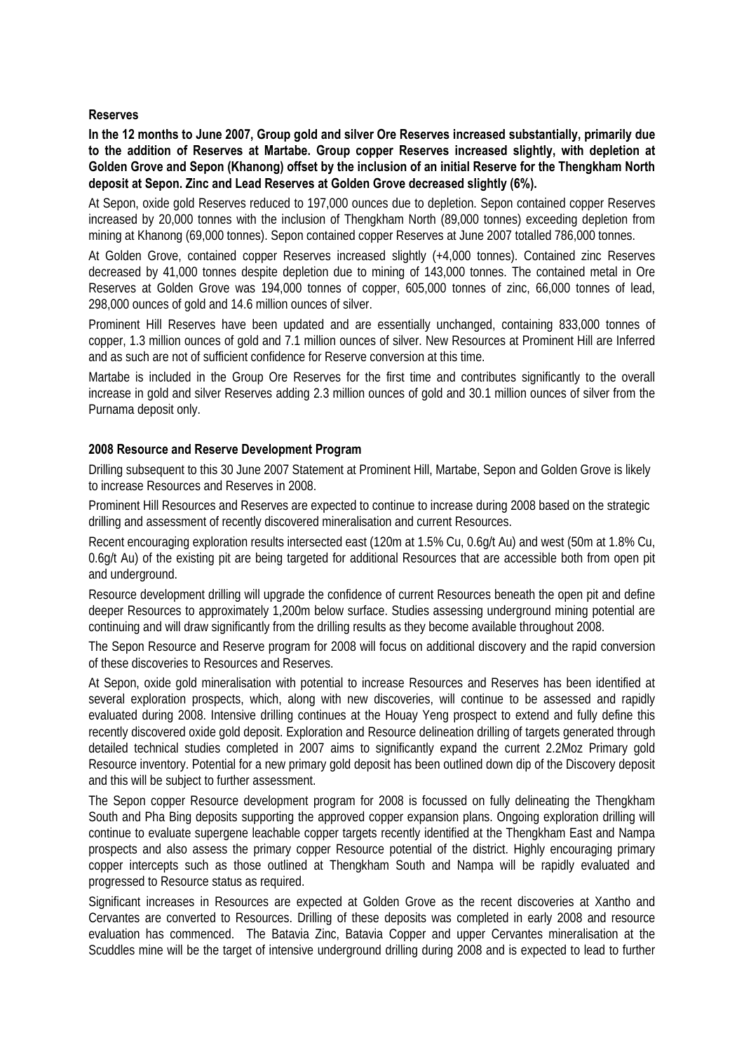**Reserves**

**In the 12 months to June 2007, Group gold and silver Ore Reserves increased substantially, primarily due to the addition of Reserves at Martabe. Group copper Reserves increased slightly, with depletion at Golden Grove and Sepon (Khanong) offset by the inclusion of an initial Reserve for the Thengkham North deposit at Sepon. Zinc and Lead Reserves at Golden Grove decreased slightly (6%).**

At Sepon, oxide gold Reserves reduced to 197,000 ounces due to depletion. Sepon contained copper Reserves increased by 20,000 tonnes with the inclusion of Thengkham North (89,000 tonnes) exceeding depletion from mining at Khanong (69,000 tonnes). Sepon contained copper Reserves at June 2007 totalled 786,000 tonnes.

At Golden Grove, contained copper Reserves increased slightly (+4,000 tonnes). Contained zinc Reserves decreased by 41,000 tonnes despite depletion due to mining of 143,000 tonnes. The contained metal in Ore Reserves at Golden Grove was 194,000 tonnes of copper, 605,000 tonnes of zinc, 66,000 tonnes of lead, 298,000 ounces of gold and 14.6 million ounces of silver.

Prominent Hill Reserves have been updated and are essentially unchanged, containing 833,000 tonnes of copper, 1.3 million ounces of gold and 7.1 million ounces of silver. New Resources at Prominent Hill are Inferred and as such are not of sufficient confidence for Reserve conversion at this time.

Martabe is included in the Group Ore Reserves for the first time and contributes significantly to the overall increase in gold and silver Reserves adding 2.3 million ounces of gold and 30.1 million ounces of silver from the Purnama deposit only.

**2008 Resource and Reserve Development Program**

Drilling subsequent to this 30 June 2007 Statement at Prominent Hill, Martabe, Sepon and Golden Grove is likely to increase Resources and Reserves in 2008.

Prominent Hill Resources and Reserves are expected to continue to increase during 2008 based on the strategic drilling and assessment of recently discovered mineralisation and current Resources.

Recent encouraging exploration results intersected east (120m at 1.5% Cu, 0.6g/t Au) and west (50m at 1.8% Cu, 0.6g/t Au) of the existing pit are being targeted for additional Resources that are accessible both from open pit and underground.

Resource development drilling will upgrade the confidence of current Resources beneath the open pit and define deeper Resources to approximately 1,200m below surface. Studies assessing underground mining potential are continuing and will draw significantly from the drilling results as they become available throughout 2008.

The Sepon Resource and Reserve program for 2008 will focus on additional discovery and the rapid conversion of these discoveries to Resources and Reserves.

At Sepon, oxide gold mineralisation with potential to increase Resources and Reserves has been identified at several exploration prospects, which, along with new discoveries, will continue to be assessed and rapidly evaluated during 2008. Intensive drilling continues at the Houay Yeng prospect to extend and fully define this recently discovered oxide gold deposit. Exploration and Resource delineation drilling of targets generated through detailed technical studies completed in 2007 aims to significantly expand the current 2.2Moz Primary gold Resource inventory. Potential for a new primary gold deposit has been outlined down dip of the Discovery deposit and this will be subject to further assessment.

The Sepon copper Resource development program for 2008 is focussed on fully delineating the Thengkham South and Pha Bing deposits supporting the approved copper expansion plans. Ongoing exploration drilling will continue to evaluate supergene leachable copper targets recently identified at the Thengkham East and Nampa prospects and also assess the primary copper Resource potential of the district. Highly encouraging primary copper intercepts such as those outlined at Thengkham South and Nampa will be rapidly evaluated and progressed to Resource status as required.

Significant increases in Resources are expected at Golden Grove as the recent discoveries at Xantho and Cervantes are converted to Resources. Drilling of these deposits was completed in early 2008 and resource evaluation has commenced. The Batavia Zinc, Batavia Copper and upper Cervantes mineralisation at the Scuddles mine will be the target of intensive underground drilling during 2008 and is expected to lead to further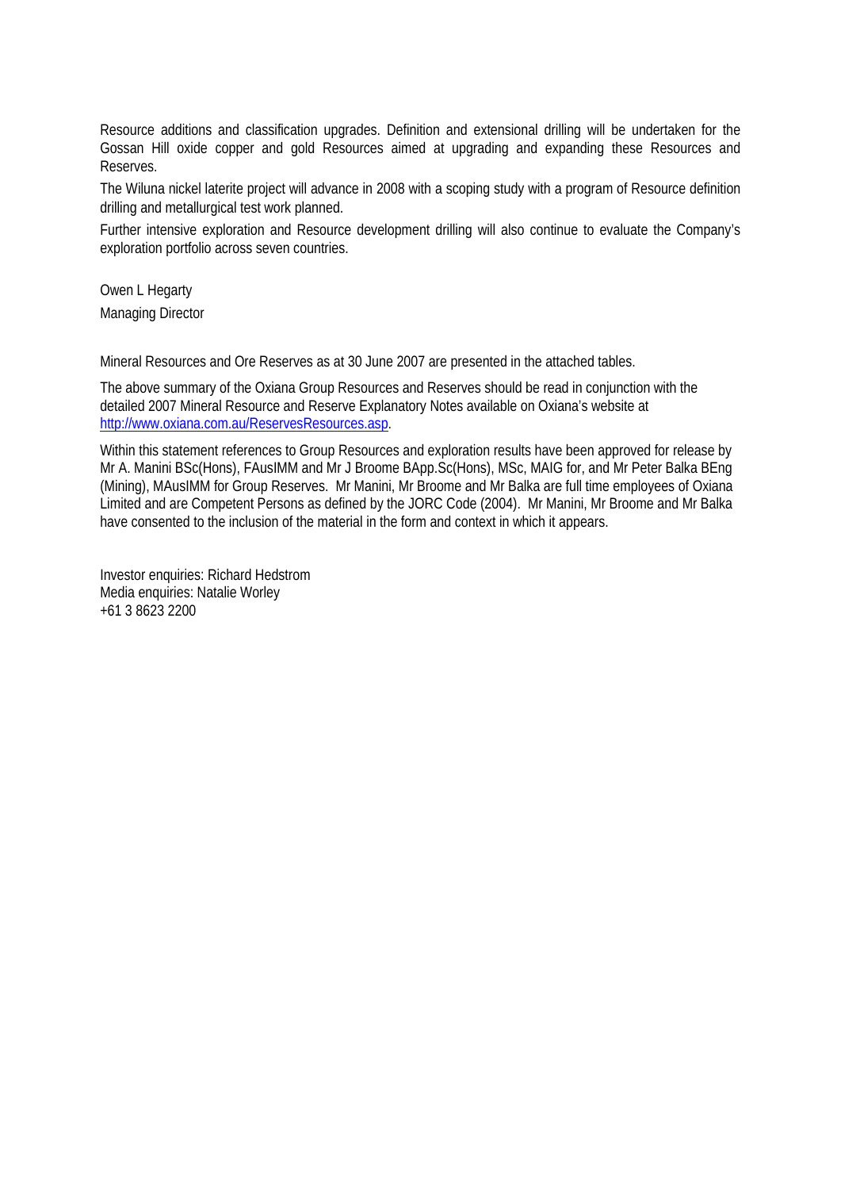Resource additions and classification upgrades. Definition and extensional drilling will be undertaken for the Gossan Hill oxide copper and gold Resources aimed at upgrading and expanding these Resources and Reserves.

The Wiluna nickel laterite project will advance in 2008 with a scoping study with a program of Resource definition drilling and metallurgical test work planned.

Further intensive exploration and Resource development drilling will also continue to evaluate the Company's exploration portfolio across seven countries.

Owen L Hegarty

Managing Director

Mineral Resources and Ore Reserves as at 30 June 2007 are presented in the attached tables.

The above summary of the Oxiana Group Resources and Reserves should be read in conjunction with the detailed 2007 Mineral Resource and Reserve Explanatory Notes available on Oxiana's website at [http://www.oxiana.com.au/ReservesResources.asp](http://www.oxiana.com.au/ReservesResources.asp).

Within this statement references to Group Resources and exploration results have been approved for release by Mr A. Manini BSc(Hons), FAusIMM and Mr J Broome BApp.Sc(Hons), MSc, MAIG for, and Mr Peter Balka BEng (Mining), MAusIMM for Group Reserves. Mr Manini, Mr Broome and Mr Balka are full time employees of Oxiana Limited and are Competent Persons as defined by the JORC Code (2004). Mr Manini, Mr Broome and Mr Balka have consented to the inclusion of the material in the form and context in which it appears.

Investor enquiries: Richard Hedstrom  
Media enquiries: Natalie Worley  
+61 3 8623 2200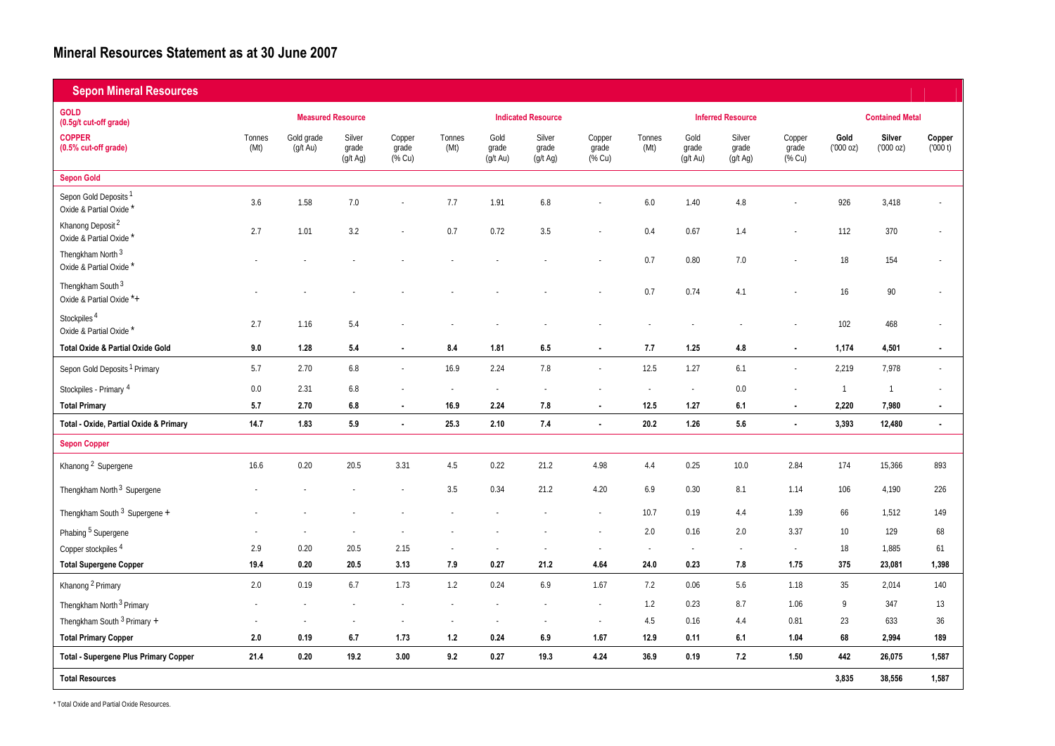# Mineral Resources Statement as at 30 June 2007

## Sepon Mineral Resources

| GOLD (0.5g/t cut-off grade) / COPPER (0.5% cut-off grade) | Measured Resource | | | | Indicated Resource | | | | Inferred Resource | | | | Contained Metal | | |
|---|---|---|---|---|---|---|---|---|---|---|---|---|---|---|---|
| | Tonnes (Mt) | Gold grade (g/t Au) | Silver grade (g/t Ag) | Copper grade (% Cu) | Tonnes (Mt) | Gold grade (g/t Au) | Silver grade (g/t Ag) | Copper grade (% Cu) | Tonnes (Mt) | Gold grade (g/t Au) | Silver grade (g/t Ag) | Copper grade (% Cu) | Gold ('000 oz) | Silver ('000 oz) | Copper ('000 t) |
| **Sepon Gold** | | | | | | | | | | | | | | | |
| Sepon Gold Deposits [1] Oxide & Partial Oxide * | 3.6 | 1.58 | 7.0 | - | 7.7 | 1.91 | 6.8 | - | 6.0 | 1.40 | 4.8 | - | 926 | 3,418 | - |
| Khanong Deposit [2] Oxide & Partial Oxide * | 2.7 | 1.01 | 3.2 | - | 0.7 | 0.72 | 3.5 | - | 0.4 | 0.67 | 1.4 | - | 112 | 370 | - |
| Thengkham North [3] Oxide & Partial Oxide * | - | - | - | - | - | - | - | - | 0.7 | 0.80 | 7.0 | - | 18 | 154 | - |
| Thengkham South [3] Oxide & Partial Oxide *+ | - | - | - | - | - | - | - | - | 0.7 | 0.74 | 4.1 | - | 16 | 90 | - |
| Stockpiles [4] Oxide & Partial Oxide * | 2.7 | 1.16 | 5.4 | - | - | - | - | - | - | - | - | - | 102 | 468 | - |
| **Total Oxide & Partial Oxide Gold** | **9.0** | **1.28** | **5.4** | **-** | **8.4** | **1.81** | **6.5** | **-** | **7.7** | **1.25** | **4.8** | **-** | **1,174** | **4,501** | **-** |
| Sepon Gold Deposits [1] Primary | 5.7 | 2.70 | 6.8 | - | 16.9 | 2.24 | 7.8 | - | 12.5 | 1.27 | 6.1 | - | 2,219 | 7,978 | - |
| Stockpiles - Primary [4] | 0.0 | 2.31 | 6.8 | - | - | - | - | - | - | - | 0.0 | - | 1 | 1 | - |
| **Total Primary** | **5.7** | **2.70** | **6.8** | **-** | **16.9** | **2.24** | **7.8** | **-** | **12.5** | **1.27** | **6.1** | **-** | **2,220** | **7,980** | **-** |
| **Total - Oxide, Partial Oxide & Primary** | **14.7** | **1.83** | **5.9** | **-** | **25.3** | **2.10** | **7.4** | **-** | **20.2** | **1.26** | **5.6** | **-** | **3,393** | **12,480** | **-** |
| **Sepon Copper** | | | | | | | | | | | | | | | |
| Khanong [2] Supergene | 16.6 | 0.20 | 20.5 | 3.31 | 4.5 | 0.22 | 21.2 | 4.98 | 4.4 | 0.25 | 10.0 | 2.84 | 174 | 15,366 | 893 |
| Thengkham North [3] Supergene | - | - | - | - | 3.5 | 0.34 | 21.2 | 4.20 | 6.9 | 0.30 | 8.1 | 1.14 | 106 | 4,190 | 226 |
| Thengkham South [3] Supergene + | - | - | - | - | - | - | - | - | 10.7 | 0.19 | 4.4 | 1.39 | 66 | 1,512 | 149 |
| Phabing [5] Supergene | - | - | - | - | - | - | - | - | 2.0 | 0.16 | 2.0 | 3.37 | 10 | 129 | 68 |
| Copper stockpiles [4] | 2.9 | 0.20 | 20.5 | 2.15 | - | - | - | - | - | - | - | - | 18 | 1,885 | 61 |
| **Total Supergene Copper** | **19.4** | **0.20** | **20.5** | **3.13** | **7.9** | **0.27** | **21.2** | **4.64** | **24.0** | **0.23** | **7.8** | **1.75** | **375** | **23,081** | **1,398** |
| Khanong [2] Primary | 2.0 | 0.19 | 6.7 | 1.73 | 1.2 | 0.24 | 6.9 | 1.67 | 7.2 | 0.06 | 5.6 | 1.18 | 35 | 2,014 | 140 |
| Thengkham North [3] Primary | - | - | - | - | - | - | - | - | 1.2 | 0.23 | 8.7 | 1.06 | 9 | 347 | 13 |
| Thengkham South [3] Primary + | - | - | - | - | - | - | - | - | 4.5 | 0.16 | 4.4 | 0.81 | 23 | 633 | 36 |
| **Total Primary Copper** | **2.0** | **0.19** | **6.7** | **1.73** | **1.2** | **0.24** | **6.9** | **1.67** | **12.9** | **0.11** | **6.1** | **1.04** | **68** | **2,994** | **189** |
| **Total - Supergene Plus Primary Copper** | **21.4** | **0.20** | **19.2** | **3.00** | **9.2** | **0.27** | **19.3** | **4.24** | **36.9** | **0.19** | **7.2** | **1.50** | **442** | **26,075** | **1,587** |
| **Total Resources** | | | | | | | | | | | | | **3,835** | **38,556** | **1,587** |

* Total Oxide and Partial Oxide Resources.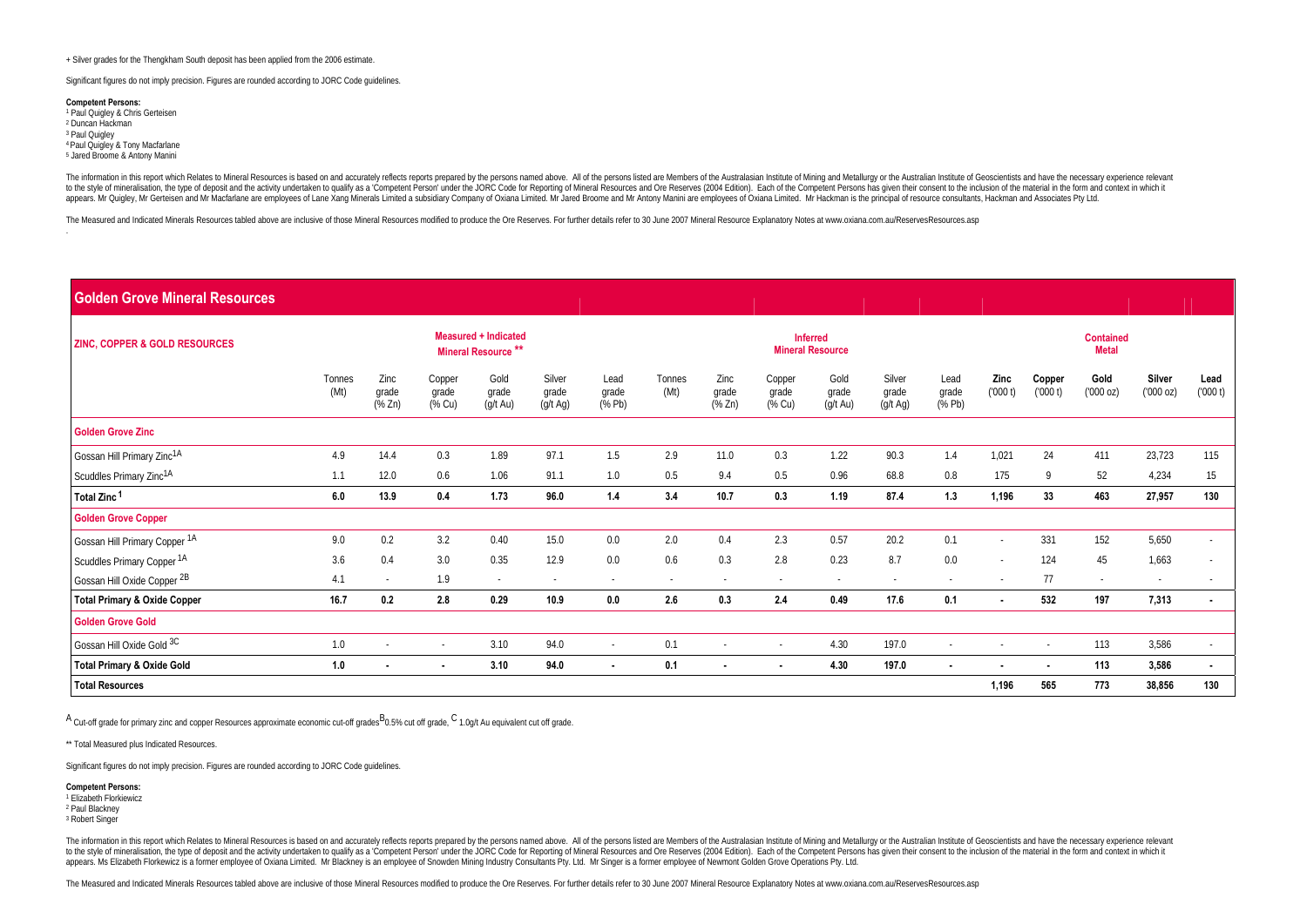+ Silver grades for the Thengkham South deposit has been applied from the 2006 estimate.

Significant figures do not imply precision. Figures are rounded according to JORC Code guidelines.

**Competent Persons:**
[1] Paul Quigley & Chris Gerteisen
[2] Duncan Hackman
[3] Paul Quigley
[4] Paul Quigley & Tony Macfarlane
[5] Jared Broome & Antony Manini

The information in this report which Relates to Mineral Resources is based on and accurately reflects reports prepared by the persons named above. All of the persons listed are Members of the Australasian Institute of Mining and Metallurgy or the Australian Institute of Geoscientists and have the necessary experience relevant to the style of mineralisation, the type of deposit and the activity undertaken to qualify as a 'Competent Person' under the JORC Code for Reporting of Mineral Resources and Ore Reserves (2004 Edition). Each of the Competent Persons has given their consent to the inclusion of the material in the form and context in which it appears. Mr Quigley, Mr Gerteisen and Mr Macfarlane are employees of Lane Xang Minerals Limited a subsidiary Company of Oxiana Limited. Mr Jared Broome and Mr Antony Manini are employees of Oxiana Limited. Mr Hackman is the principal of resource consultants, Hackman and Associates Pty Ltd.

The Measured and Indicated Minerals Resources tabled above are inclusive of those Mineral Resources modified to produce the Ore Reserves. For further details refer to 30 June 2007 Mineral Resource Explanatory Notes at www.oxiana.com.au/ReservesResources.asp

## Golden Grove Mineral Resources

| ZINC, COPPER & GOLD RESOURCES | Measured + Indicated Mineral Resource ** | | | | | | Inferred Mineral Resource | | | | | | Contained Metal | | | | |
|---|---|---|---|---|---|---|---|---|---|---|---|---|---|---|---|---|---|
| | Tonnes (Mt) | Zinc grade (% Zn) | Copper grade (% Cu) | Gold grade (g/t Au) | Silver grade (g/t Ag) | Lead grade (% Pb) | Tonnes (Mt) | Zinc grade (% Zn) | Copper grade (% Cu) | Gold grade (g/t Au) | Silver grade (g/t Ag) | Lead grade (% Pb) | Zinc ('000 t) | Copper ('000 t) | Gold ('000 oz) | Silver ('000 oz) | Lead ('000 t) |
| **Golden Grove Zinc** | | | | | | | | | | | | | | | | | |
| Gossan Hill Primary Zinc[1A] | 4.9 | 14.4 | 0.3 | 1.89 | 97.1 | 1.5 | 2.9 | 11.0 | 0.3 | 1.22 | 90.3 | 1.4 | 1,021 | 24 | 411 | 23,723 | 115 |
| Scuddles Primary Zinc[1A] | 1.1 | 12.0 | 0.6 | 1.06 | 91.1 | 1.0 | 0.5 | 9.4 | 0.5 | 0.96 | 68.8 | 0.8 | 175 | 9 | 52 | 4,234 | 15 |
| **Total Zinc [1]** | **6.0** | **13.9** | **0.4** | **1.73** | **96.0** | **1.4** | **3.4** | **10.7** | **0.3** | **1.19** | **87.4** | **1.3** | **1,196** | **33** | **463** | **27,957** | **130** |
| **Golden Grove Copper** | | | | | | | | | | | | | | | | | |
| Gossan Hill Primary Copper [1A] | 9.0 | 0.2 | 3.2 | 0.40 | 15.0 | 0.0 | 2.0 | 0.4 | 2.3 | 0.57 | 20.2 | 0.1 | - | 331 | 152 | 5,650 | - |
| Scuddles Primary Copper [1A] | 3.6 | 0.4 | 3.0 | 0.35 | 12.9 | 0.0 | 0.6 | 0.3 | 2.8 | 0.23 | 8.7 | 0.0 | - | 124 | 45 | 1,663 | - |
| Gossan Hill Oxide Copper [2B] | 4.1 | - | 1.9 | - | - | - | - | - | - | - | - | - | - | 77 | - | - | - |
| **Total Primary & Oxide Copper** | **16.7** | **0.2** | **2.8** | **0.29** | **10.9** | **0.0** | **2.6** | **0.3** | **2.4** | **0.49** | **17.6** | **0.1** | **-** | **532** | **197** | **7,313** | **-** |
| **Golden Grove Gold** | | | | | | | | | | | | | | | | | |
| Gossan Hill Oxide Gold [3C] | 1.0 | - | - | 3.10 | 94.0 | - | 0.1 | - | - | 4.30 | 197.0 | - | - | - | 113 | 3,586 | - |
| **Total Primary & Oxide Gold** | **1.0** | **-** | **-** | **3.10** | **94.0** | **-** | **0.1** | **-** | **-** | **4.30** | **197.0** | **-** | **-** | **-** | **113** | **3,586** | **-** |
| **Total Resources** | | | | | | | | | | | | | **1,196** | **565** | **773** | **38,856** | **130** |

[A] Cut-off grade for primary zinc and copper Resources approximate economic cut-off grades [B] 0.5% cut off grade, [C] 1.0g/t Au equivalent cut off grade.

** Total Measured plus Indicated Resources.

Significant figures do not imply precision. Figures are rounded according to JORC Code guidelines.

**Competent Persons:**
[1] Elizabeth Florkiewicz
[2] Paul Blackney
[3] Robert Singer

The information in this report which Relates to Mineral Resources is based on and accurately reflects reports prepared by the persons named above. All of the persons listed are Members of the Australasian Institute of Mining and Metallurgy or the Australian Institute of Geoscientists and have the necessary experience relevant to the style of mineralisation, the type of deposit and the activity undertaken to qualify as a 'Competent Person' under the JORC Code for Reporting of Mineral Resources and Ore Reserves (2004 Edition). Each of the Competent Persons has given their consent to the inclusion of the material in the form and context in which it appears. Ms Elizabeth Florkewicz is a former employee of Oxiana Limited. Mr Blackney is an employee of Snowden Mining Industry Consultants Pty. Ltd. Mr Singer is a former employee of Newmont Golden Grove Operations Pty. Ltd.

The Measured and Indicated Minerals Resources tabled above are inclusive of those Mineral Resources modified to produce the Ore Reserves. For further details refer to 30 June 2007 Mineral Resource Explanatory Notes at www.oxiana.com.au/ReservesResources.asp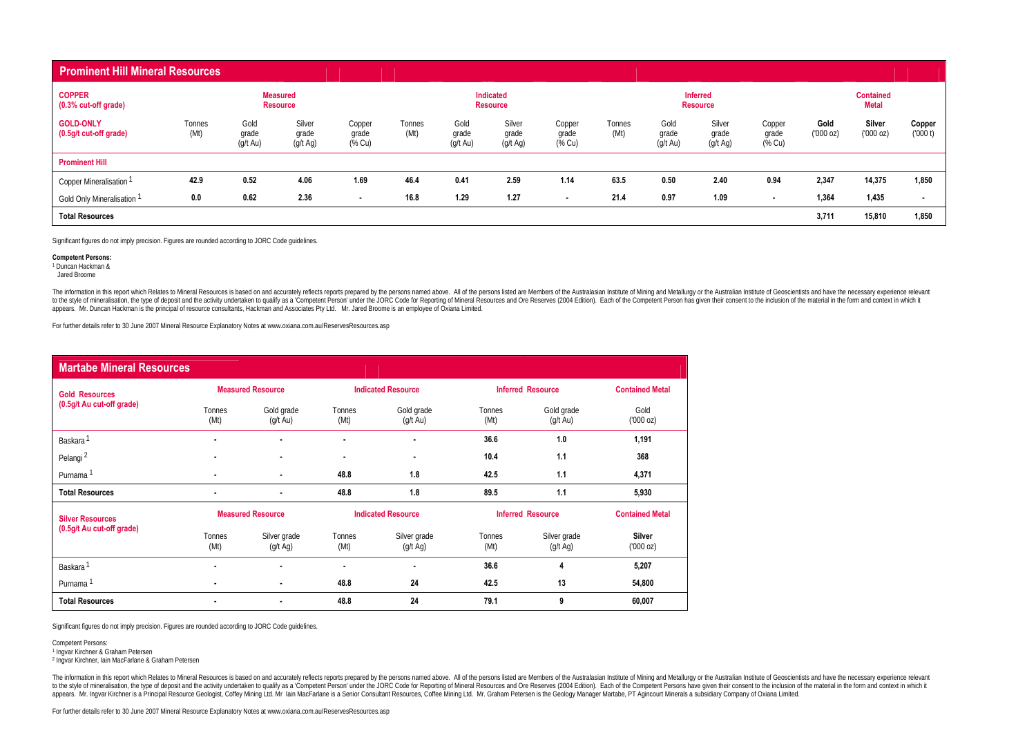## Prominent Hill Mineral Resources

| COPPER (0.3% cut-off grade) | Measured Resource | | | | Indicated Resource | | | | Inferred Resource | | | | Contained Metal | | |
|---|---|---|---|---|---|---|---|---|---|---|---|---|---|---|---|
| **GOLD-ONLY (0.5g/t cut-off grade)** | Tonnes (Mt) | Gold grade (g/t Au) | Silver grade (g/t Ag) | Copper grade (% Cu) | Tonnes (Mt) | Gold grade (g/t Au) | Silver grade (g/t Ag) | Copper grade (% Cu) | Tonnes (Mt) | Gold grade (g/t Au) | Silver grade (g/t Ag) | Copper grade (% Cu) | **Gold ('000 oz)** | **Silver ('000 oz)** | **Copper ('000 t)** |
| **Prominent Hill** | | | | | | | | | | | | | | | |
| Copper Mineralisation [1] | **42.9** | **0.52** | **4.06** | **1.69** | **46.4** | **0.41** | **2.59** | **1.14** | **63.5** | **0.50** | **2.40** | **0.94** | **2,347** | **14,375** | **1,850** |
| Gold Only Mineralisation [1] | **0.0** | **0.62** | **2.36** | **-** | **16.8** | **1.29** | **1.27** | **-** | **21.4** | **0.97** | **1.09** | **-** | **1,364** | **1,435** | **-** |
| **Total Resources** | | | | | | | | | | | | | **3,711** | **15,810** | **1,850** |

Significant figures do not imply precision. Figures are rounded according to JORC Code guidelines.

**Competent Persons:**
[1] Duncan Hackman & Jared Broome

The information in this report which Relates to Mineral Resources is based on and accurately reflects reports prepared by the persons named above. All of the persons listed are Members of the Australasian Institute of Mining and Metallurgy or the Australian Institute of Geoscientists and have the necessary experience relevant to the style of mineralisation, the type of deposit and the activity undertaken to qualify as a 'Competent Person' under the JORC Code for Reporting of Mineral Resources and Ore Reserves (2004 Edition). Each of the Competent Person has given their consent to the inclusion of the material in the form and context in which it appears. Mr. Duncan Hackman is the principal of resource consultants, Hackman and Associates Pty Ltd. Mr. Jared Broome is an employee of Oxiana Limited.

For further details refer to 30 June 2007 Mineral Resource Explanatory Notes at www.oxiana.com.au/ReservesResources.asp

## Martabe Mineral Resources

| Gold Resources (0.5g/t Au cut-off grade) | Measured Resource | | Indicated Resource | | Inferred Resource | | Contained Metal |
|---|---|---|---|---|---|---|---|
| | Tonnes (Mt) | Gold grade (g/t Au) | Tonnes (Mt) | Gold grade (g/t Au) | Tonnes (Mt) | Gold grade (g/t Au) | Gold ('000 oz) |
| Baskara [1] | **-** | **-** | **-** | **-** | **36.6** | **1.0** | **1,191** |
| Pelangi [2] | **-** | **-** | **-** | **-** | **10.4** | **1.1** | **368** |
| Purnama [1] | **-** | **-** | **48.8** | **1.8** | **42.5** | **1.1** | **4,371** |
| **Total Resources** | **-** | **-** | **48.8** | **1.8** | **89.5** | **1.1** | **5,930** |
| **Silver Resources (0.5g/t Au cut-off grade)** | **Measured Resource** | | **Indicated Resource** | | **Inferred Resource** | | **Contained Metal** |
| | Tonnes (Mt) | Silver grade (g/t Ag) | Tonnes (Mt) | Silver grade (g/t Ag) | Tonnes (Mt) | Silver grade (g/t Ag) | **Silver ('000 oz)** |
| Baskara [1] | **-** | **-** | **-** | **-** | **36.6** | **4** | **5,207** |
| Purnama [1] | **-** | **-** | **48.8** | **24** | **42.5** | **13** | **54,800** |
| **Total Resources** | **-** | **-** | **48.8** | **24** | **79.1** | **9** | **60,007** |

Significant figures do not imply precision. Figures are rounded according to JORC Code guidelines.

Competent Persons:
[1] Ingvar Kirchner & Graham Petersen
[2] Ingvar Kirchner, Iain MacFarlane & Graham Petersen

The information in this report which Relates to Mineral Resources is based on and accurately reflects reports prepared by the persons named above. All of the persons listed are Members of the Australasian Institute of Mining and Metallurgy or the Australian Institute of Geoscientists and have the necessary experience relevant to the style of mineralisation, the type of deposit and the activity undertaken to qualify as a 'Competent Person' under the JORC Code for Reporting of Mineral Resources and Ore Reserves (2004 Edition). Each of the Competent Persons have given their consent to the inclusion of the material in the form and context in which it appears. Mr. Ingvar Kirchner is a Principal Resource Geologist, Coffey Mining Ltd. Mr Iain MacFarlane is a Senior Consultant Resources, Coffee Mining Ltd. Mr. Graham Petersen is the Geology Manager Martabe, PT Agincourt Minerals a subsidiary Company of Oxiana Limited.

For further details refer to 30 June 2007 Mineral Resource Explanatory Notes at www.oxiana.com.au/ReservesResources.asp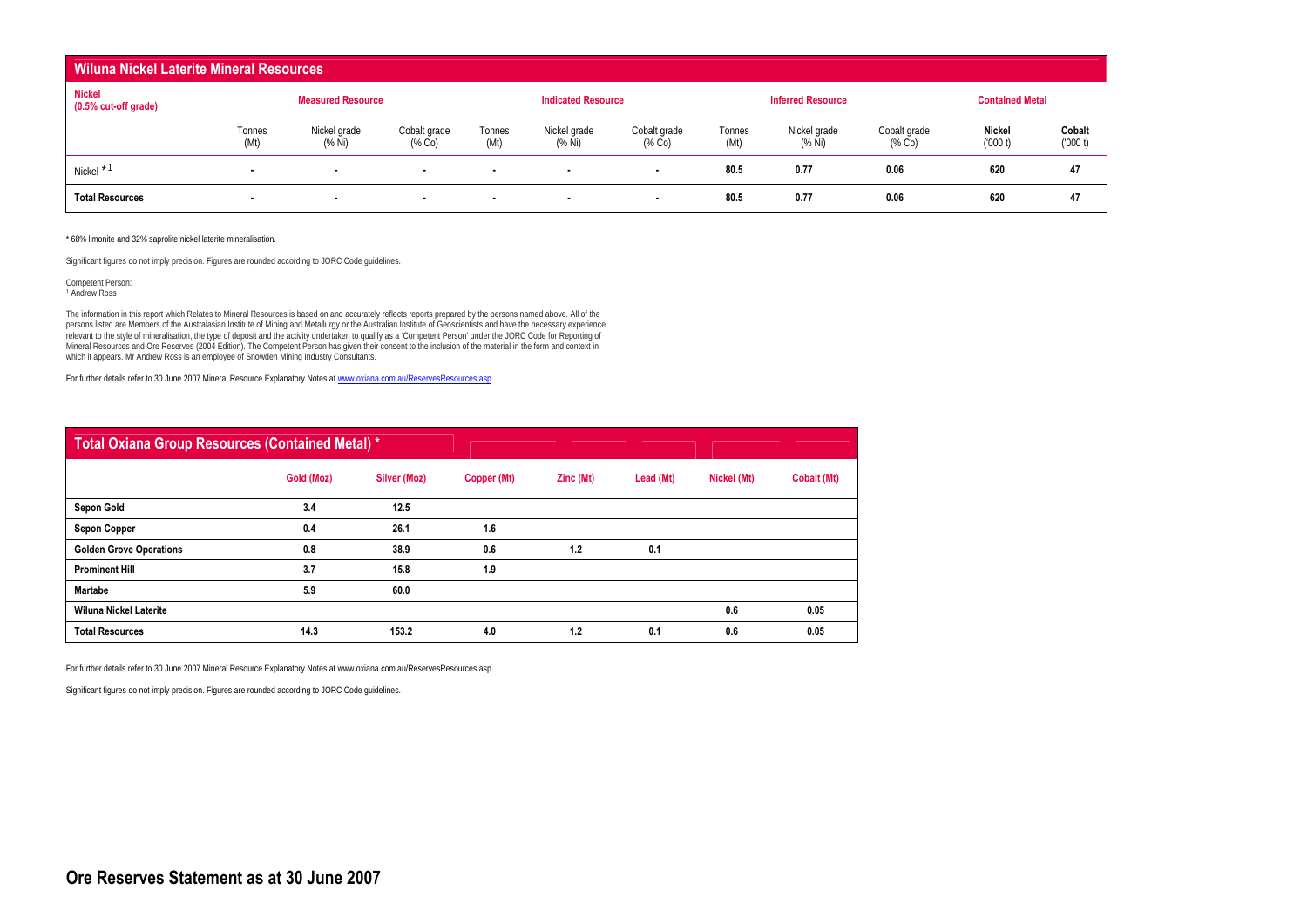## Wiluna Nickel Laterite Mineral Resources

| Nickel (0.5% cut-off grade) | Measured Resource | | | Indicated Resource | | | Inferred Resource | | | Contained Metal | |
|---|---|---|---|---|---|---|---|---|---|---|---|
| | Tonnes (Mt) | Nickel grade (% Ni) | Cobalt grade (% Co) | Tonnes (Mt) | Nickel grade (% Ni) | Cobalt grade (% Co) | Tonnes (Mt) | Nickel grade (% Ni) | Cobalt grade (% Co) | Nickel ('000 t) | Cobalt ('000 t) |
| Nickel *[1] | - | - | - | - | - | - | 80.5 | 0.77 | 0.06 | 620 | 47 |
| **Total Resources** | - | - | - | - | - | - | 80.5 | 0.77 | 0.06 | 620 | 47 |

* 68% limonite and 32% saprolite nickel laterite mineralisation.

Significant figures do not imply precision. Figures are rounded according to JORC Code guidelines.

Competent Person:
[1] Andrew Ross

The information in this report which Relates to Mineral Resources is based on and accurately reflects reports prepared by the persons named above. All of the persons listed are Members of the Australasian Institute of Mining and Metallurgy or the Australian Institute of Geoscientists and have the necessary experience relevant to the style of mineralisation, the type of deposit and the activity undertaken to qualify as a 'Competent Person' under the JORC Code for Reporting of Mineral Resources and Ore Reserves (2004 Edition). The Competent Person has given their consent to the inclusion of the material in the form and context in which it appears. Mr Andrew Ross is an employee of Snowden Mining Industry Consultants.

For further details refer to 30 June 2007 Mineral Resource Explanatory Notes at www.oxiana.com.au/ReservesResources.asp

## Total Oxiana Group Resources (Contained Metal) *

| | Gold (Moz) | Silver (Moz) | Copper (Mt) | Zinc (Mt) | Lead (Mt) | Nickel (Mt) | Cobalt (Mt) |
|---|---|---|---|---|---|---|---|
| **Sepon Gold** | 3.4 | 12.5 | | | | | |
| **Sepon Copper** | 0.4 | 26.1 | 1.6 | | | | |
| **Golden Grove Operations** | 0.8 | 38.9 | 0.6 | 1.2 | 0.1 | | |
| **Prominent Hill** | 3.7 | 15.8 | 1.9 | | | | |
| **Martabe** | 5.9 | 60.0 | | | | | |
| **Wiluna Nickel Laterite** | | | | | | 0.6 | 0.05 |
| **Total Resources** | 14.3 | 153.2 | 4.0 | 1.2 | 0.1 | 0.6 | 0.05 |

For further details refer to 30 June 2007 Mineral Resource Explanatory Notes at www.oxiana.com.au/ReservesResources.asp

Significant figures do not imply precision. Figures are rounded according to JORC Code guidelines.

# Ore Reserves Statement as at 30 June 2007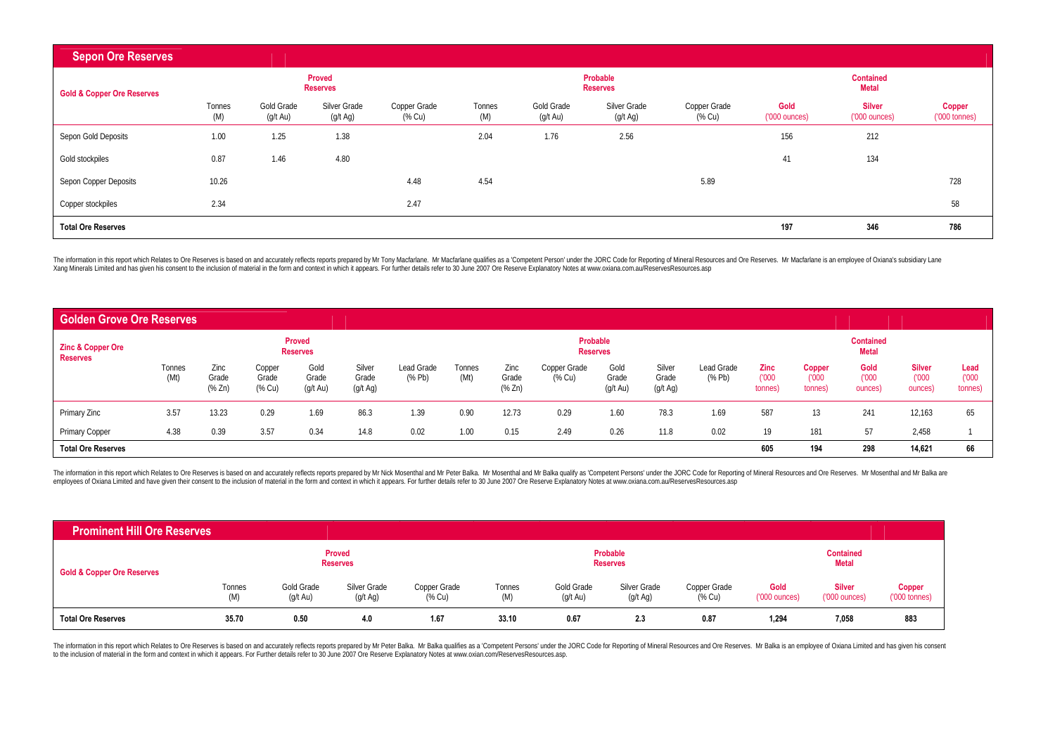## Sepon Ore Reserves

| Gold & Copper Ore Reserves | Proved Reserves | | | | Probable Reserves | | | | Contained Metal | | |
|---|---|---|---|---|---|---|---|---|---|---|---|
| | Tonnes (M) | Gold Grade (g/t Au) | Silver Grade (g/t Ag) | Copper Grade (% Cu) | Tonnes (M) | Gold Grade (g/t Au) | Silver Grade (g/t Ag) | Copper Grade (% Cu) | Gold ('000 ounces) | Silver ('000 ounces) | Copper ('000 tonnes) |
| Sepon Gold Deposits | 1.00 | 1.25 | 1.38 | | 2.04 | 1.76 | 2.56 | | 156 | 212 | |
| Gold stockpiles | 0.87 | 1.46 | 4.80 | | | | | | 41 | 134 | |
| Sepon Copper Deposits | 10.26 | | | 4.48 | 4.54 | | | 5.89 | | | 728 |
| Copper stockpiles | 2.34 | | | 2.47 | | | | | | | 58 |
| **Total Ore Reserves** | | | | | | | | | **197** | **346** | **786** |

The information in this report which Relates to Ore Reserves is based on and accurately reflects reports prepared by Mr Tony Macfarlane. Mr Macfarlane qualifies as a 'Competent Person' under the JORC Code for Reporting of Mineral Resources and Ore Reserves. Mr Macfarlane is an employee of Oxiana's subsidiary Lane Xang Minerals Limited and has given his consent to the inclusion of material in the form and context in which it appears. For further details refer to 30 June 2007 Ore Reserve Explanatory Notes at www.oxiana.com.au/ReservesResources.asp

## Golden Grove Ore Reserves

| Zinc & Copper Ore Reserves | Proved Reserves | | | | | | Probable Reserves | | | | | | Contained Metal | | | | |
|---|---|---|---|---|---|---|---|---|---|---|---|---|---|---|---|---|---|
| | Tonnes (Mt) | Zinc Grade (% Zn) | Copper Grade (% Cu) | Gold Grade (g/t Au) | Silver Grade (g/t Ag) | Lead Grade (% Pb) | Tonnes (Mt) | Zinc Grade (% Zn) | Copper Grade (% Cu) | Gold Grade (g/t Au) | Silver Grade (g/t Ag) | Lead Grade (% Pb) | Zinc ('000 tonnes) | Copper ('000 tonnes) | Gold ('000 ounces) | Silver ('000 ounces) | Lead ('000 tonnes) |
| Primary Zinc | 3.57 | 13.23 | 0.29 | 1.69 | 86.3 | 1.39 | 0.90 | 12.73 | 0.29 | 1.60 | 78.3 | 1.69 | 587 | 13 | 241 | 12,163 | 65 |
| Primary Copper | 4.38 | 0.39 | 3.57 | 0.34 | 14.8 | 0.02 | 1.00 | 0.15 | 2.49 | 0.26 | 11.8 | 0.02 | 19 | 181 | 57 | 2,458 | 1 |
| **Total Ore Reserves** | | | | | | | | | | | | | **605** | **194** | **298** | **14,621** | **66** |

The information in this report which Relates to Ore Reserves is based on and accurately reflects reports prepared by Mr Nick Mosenthal and Mr Peter Balka. Mr Mosenthal and Mr Balka qualify as 'Competent Persons' under the JORC Code for Reporting of Mineral Resources and Ore Reserves. Mr Mosenthal and Mr Balka are employees of Oxiana Limited and have given their consent to the inclusion of material in the form and context in which it appears. For further details refer to 30 June 2007 Ore Reserve Explanatory Notes at www.oxiana.com.au/ReservesResources.asp

## Prominent Hill Ore Reserves

| Gold & Copper Ore Reserves | Proved Reserves | | | | Probable Reserves | | | | Contained Metal | | |
|---|---|---|---|---|---|---|---|---|---|---|---|
| | Tonnes (M) | Gold Grade (g/t Au) | Silver Grade (g/t Ag) | Copper Grade (% Cu) | Tonnes (M) | Gold Grade (g/t Au) | Silver Grade (g/t Ag) | Copper Grade (% Cu) | Gold ('000 ounces) | Silver ('000 ounces) | Copper ('000 tonnes) |
| **Total Ore Reserves** | **35.70** | **0.50** | **4.0** | **1.67** | **33.10** | **0.67** | **2.3** | **0.87** | **1,294** | **7,058** | **883** |

The information in this report which Relates to Ore Reserves is based on and accurately reflects reports prepared by Mr Peter Balka. Mr Balka qualifies as a 'Competent Persons' under the JORC Code for Reporting of Mineral Resources and Ore Reserves. Mr Balka is an employee of Oxiana Limited and has given his consent to the inclusion of material in the form and context in which it appears. For Further details refer to 30 June 2007 Ore Reserve Explanatory Notes at www.oxian.com/ReservesResources.asp.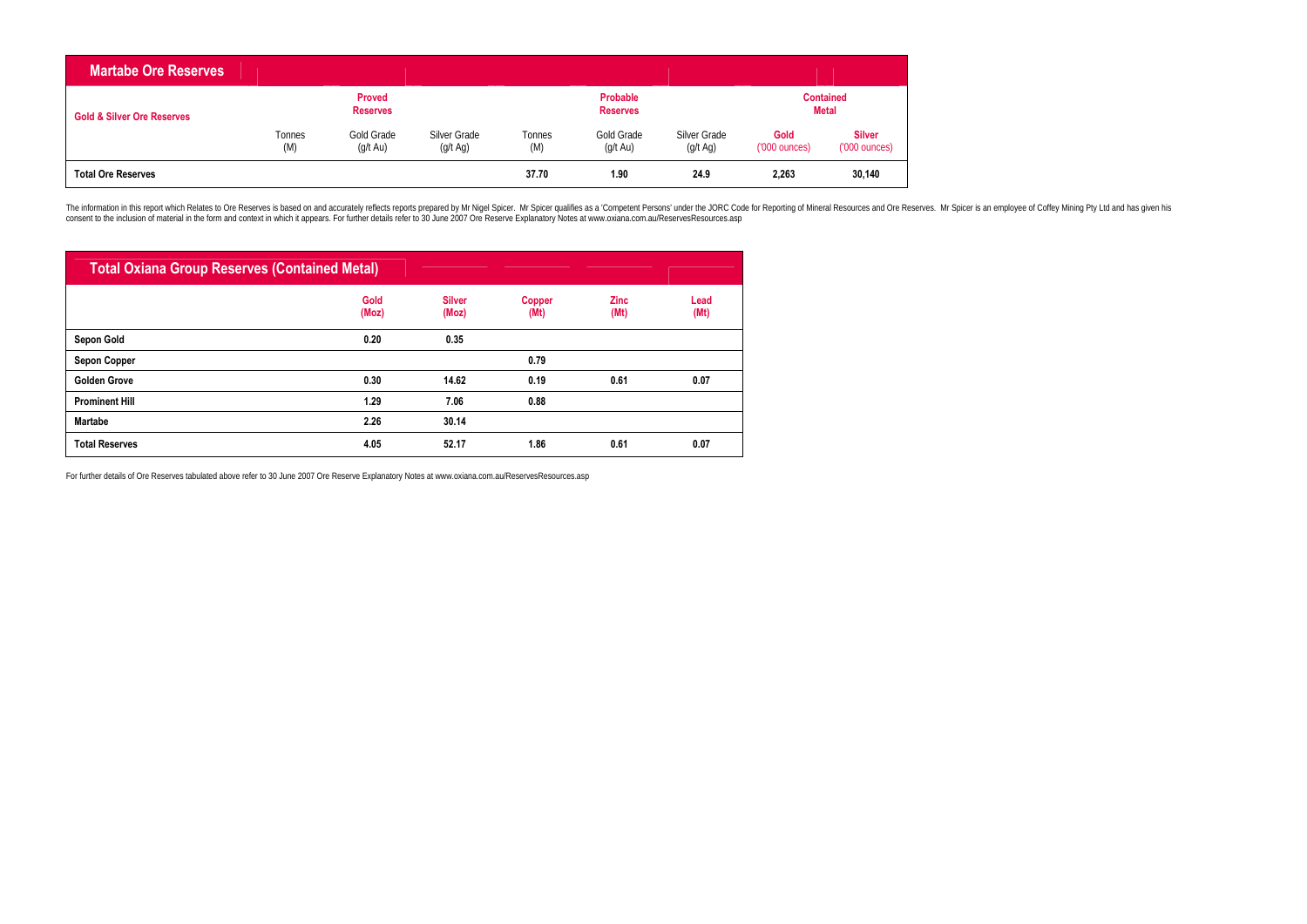## Martabe Ore Reserves

| Gold & Silver Ore Reserves | Proved Reserves | | | Probable Reserves | | | Contained Metal | |
|---|---|---|---|---|---|---|---|---|
| | Tonnes (M) | Gold Grade (g/t Au) | Silver Grade (g/t Ag) | Tonnes (M) | Gold Grade (g/t Au) | Silver Grade (g/t Ag) | Gold ('000 ounces) | Silver ('000 ounces) |
| **Total Ore Reserves** | | | | **37.70** | **1.90** | **24.9** | **2,263** | **30,140** |

The information in this report which Relates to Ore Reserves is based on and accurately reflects reports prepared by Mr Nigel Spicer. Mr Spicer qualifies as a 'Competent Persons' under the JORC Code for Reporting of Mineral Resources and Ore Reserves. Mr Spicer is an employee of Coffey Mining Pty Ltd and has given his consent to the inclusion of material in the form and context in which it appears. For further details refer to 30 June 2007 Ore Reserve Explanatory Notes at www.oxiana.com.au/ReservesResources.asp

## Total Oxiana Group Reserves (Contained Metal)

| | Gold (Moz) | Silver (Moz) | Copper (Mt) | Zinc (Mt) | Lead (Mt) |
|---|---|---|---|---|---|
| **Sepon Gold** | **0.20** | **0.35** | | | |
| **Sepon Copper** | | | **0.79** | | |
| **Golden Grove** | **0.30** | **14.62** | **0.19** | **0.61** | **0.07** |
| **Prominent Hill** | **1.29** | **7.06** | **0.88** | | |
| **Martabe** | **2.26** | **30.14** | | | |
| **Total Reserves** | **4.05** | **52.17** | **1.86** | **0.61** | **0.07** |

For further details of Ore Reserves tabulated above refer to 30 June 2007 Ore Reserve Explanatory Notes at www.oxiana.com.au/ReservesResources.asp